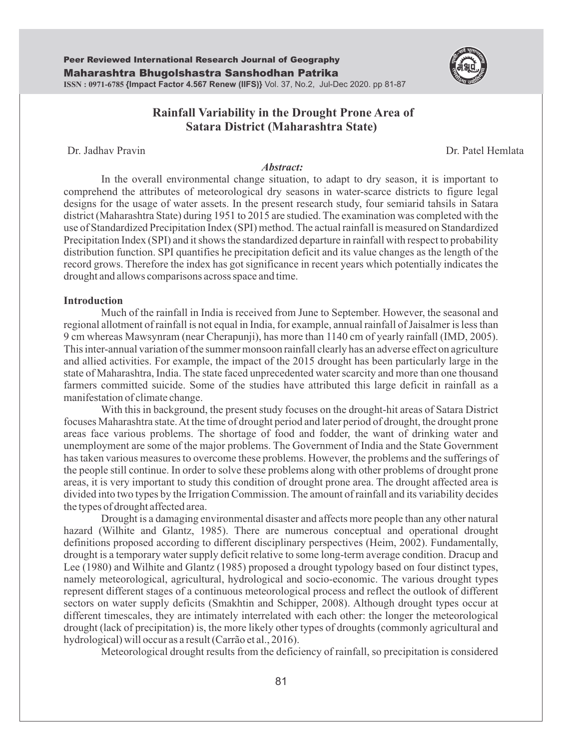# Rainfall Variability in the Drought Prone Area of Satara District (Maharashtra State)

Dr. Jadhav Pravin

Dr. Patel Hemlata

***Abstract:***

In the overall environmental change situation, to adapt to dry season, it is important to comprehend the attributes of meteorological dry seasons in water-scarce districts to figure legal designs for the usage of water assets. In the present research study, four semiarid tahsils in Satara district (Maharashtra State) during 1951 to 2015 are studied. The examination was completed with the use of Standardized Precipitation Index (SPI) method. The actual rainfall is measured on Standardized Precipitation Index (SPI) and it shows the standardized departure in rainfall with respect to probability distribution function. SPI quantifies he precipitation deficit and its value changes as the length of the record grows. Therefore the index has got significance in recent years which potentially indicates the drought and allows comparisons across space and time.

## Introduction

Much of the rainfall in India is received from June to September. However, the seasonal and regional allotment of rainfall is not equal in India, for example, annual rainfall of Jaisalmer is less than 9 cm whereas Mawsynram (near Cherapunji), has more than 1140 cm of yearly rainfall (IMD, 2005). This inter-annual variation of the summer monsoon rainfall clearly has an adverse effect on agriculture and allied activities. For example, the impact of the 2015 drought has been particularly large in the state of Maharashtra, India. The state faced unprecedented water scarcity and more than one thousand farmers committed suicide. Some of the studies have attributed this large deficit in rainfall as a manifestation of climate change.

With this in background, the present study focuses on the drought-hit areas of Satara District focuses Maharashtra state. At the time of drought period and later period of drought, the drought prone areas face various problems. The shortage of food and fodder, the want of drinking water and unemployment are some of the major problems. The Government of India and the State Government has taken various measures to overcome these problems. However, the problems and the sufferings of the people still continue. In order to solve these problems along with other problems of drought prone areas, it is very important to study this condition of drought prone area. The drought affected area is divided into two types by the Irrigation Commission. The amount of rainfall and its variability decides the types of drought affected area.

Drought is a damaging environmental disaster and affects more people than any other natural hazard (Wilhite and Glantz, 1985). There are numerous conceptual and operational drought definitions proposed according to different disciplinary perspectives (Heim, 2002). Fundamentally, drought is a temporary water supply deficit relative to some long-term average condition. Dracup and Lee (1980) and Wilhite and Glantz (1985) proposed a drought typology based on four distinct types, namely meteorological, agricultural, hydrological and socio-economic. The various drought types represent different stages of a continuous meteorological process and reflect the outlook of different sectors on water supply deficits (Smakhtin and Schipper, 2008). Although drought types occur at different timescales, they are intimately interrelated with each other: the longer the meteorological drought (lack of precipitation) is, the more likely other types of droughts (commonly agricultural and hydrological) will occur as a result (Carrão et al., 2016).

Meteorological drought results from the deficiency of rainfall, so precipitation is considered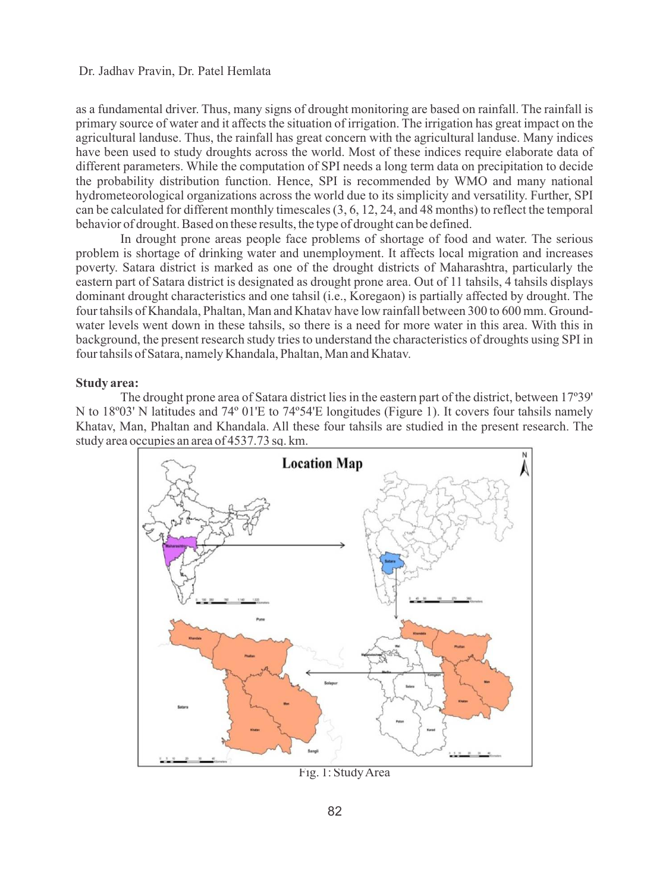as a fundamental driver. Thus, many signs of drought monitoring are based on rainfall. The rainfall is primary source of water and it affects the situation of irrigation. The irrigation has great impact on the agricultural landuse. Thus, the rainfall has great concern with the agricultural landuse. Many indices have been used to study droughts across the world. Most of these indices require elaborate data of different parameters. While the computation of SPI needs a long term data on precipitation to decide the probability distribution function. Hence, SPI is recommended by WMO and many national hydrometeorological organizations across the world due to its simplicity and versatility. Further, SPI can be calculated for different monthly timescales (3, 6, 12, 24, and 48 months) to reflect the temporal behavior of drought. Based on these results, the type of drought can be defined.

In drought prone areas people face problems of shortage of food and water. The serious problem is shortage of drinking water and unemployment. It affects local migration and increases poverty. Satara district is marked as one of the drought districts of Maharashtra, particularly the eastern part of Satara district is designated as drought prone area. Out of 11 tahsils, 4 tahsils displays dominant drought characteristics and one tahsil (i.e., Koregaon) is partially affected by drought. The four tahsils of Khandala, Phaltan, Man and Khatav have low rainfall between 300 to 600 mm. Ground-water levels went down in these tahsils, so there is a need for more water in this area. With this in background, the present research study tries to understand the characteristics of droughts using SPI in four tahsils of Satara, namely Khandala, Phaltan, Man and Khatav.

**Study area:**

The drought prone area of Satara district lies in the eastern part of the district, between 17º39' N to 18º03' N latitudes and 74º 01'E to 74º54'E longitudes (Figure 1). It covers four tahsils namely Khatav, Man, Phaltan and Khandala. All these four tahsils are studied in the present research. The study area occupies an area of 4537.73 sq. km.

Fig. 1: Study Area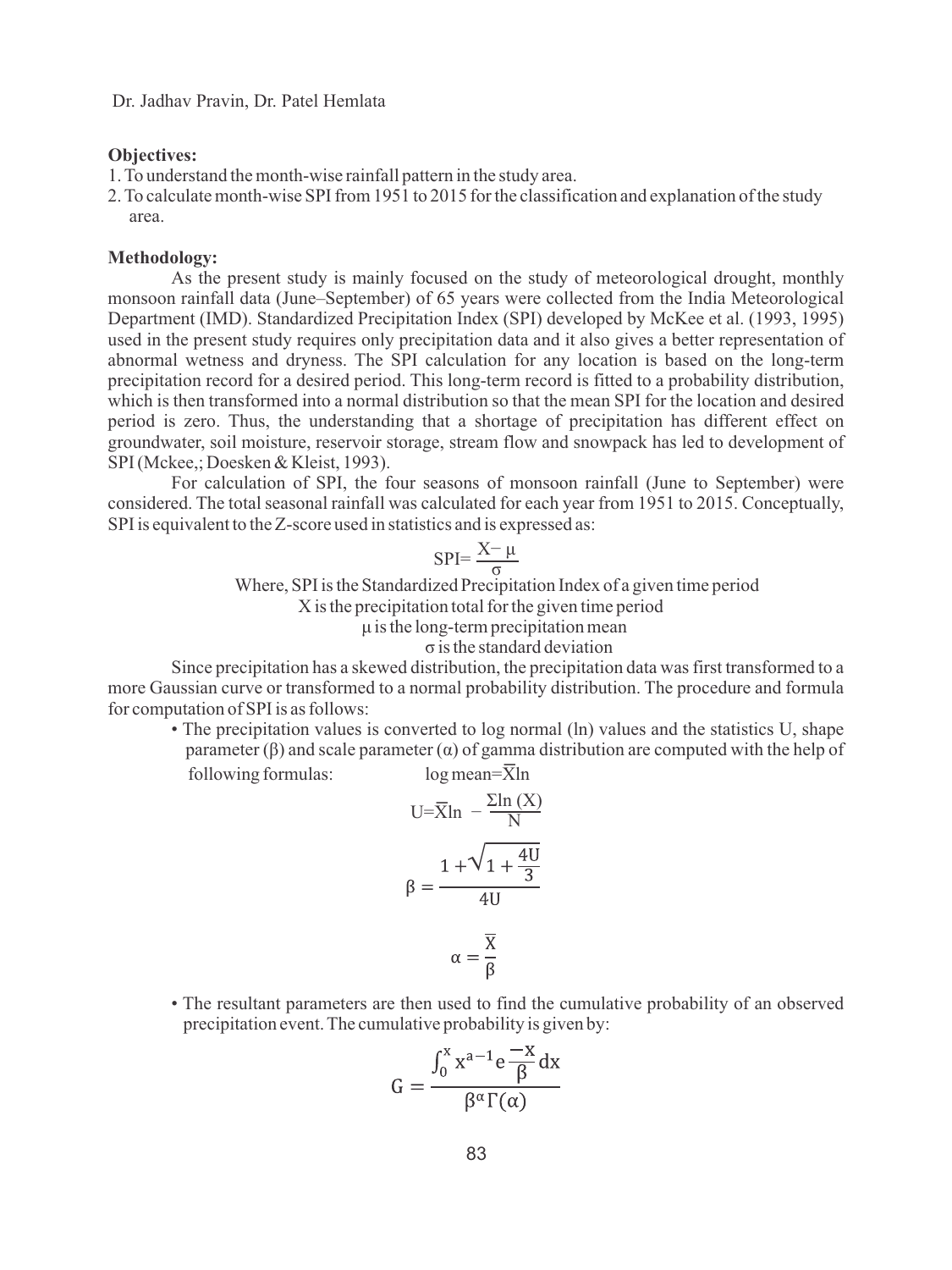**Objectives:**

1. To understand the month-wise rainfall pattern in the study area.
2. To calculate month-wise SPI from 1951 to 2015 for the classification and explanation of the study area.

**Methodology:**

As the present study is mainly focused on the study of meteorological drought, monthly monsoon rainfall data (June–September) of 65 years were collected from the India Meteorological Department (IMD). Standardized Precipitation Index (SPI) developed by McKee et al. (1993, 1995) used in the present study requires only precipitation data and it also gives a better representation of abnormal wetness and dryness. The SPI calculation for any location is based on the long-term precipitation record for a desired period. This long-term record is fitted to a probability distribution, which is then transformed into a normal distribution so that the mean SPI for the location and desired period is zero. Thus, the understanding that a shortage of precipitation has different effect on groundwater, soil moisture, reservoir storage, stream flow and snowpack has led to development of SPI (Mckee,; Doesken & Kleist, 1993).

For calculation of SPI, the four seasons of monsoon rainfall (June to September) were considered. The total seasonal rainfall was calculated for each year from 1951 to 2015. Conceptually, SPI is equivalent to the Z-score used in statistics and is expressed as:

$$\text{SPI} = \frac{X - \mu}{\sigma}$$

Where, SPI is the Standardized Precipitation Index of a given time period

X is the precipitation total for the given time period

$\mu$ is the long-term precipitation mean

$\sigma$ is the standard deviation

Since precipitation has a skewed distribution, the precipitation data was first transformed to a more Gaussian curve or transformed to a normal probability distribution. The procedure and formula for computation of SPI is as follows:

- The precipitation values is converted to log normal (ln) values and the statistics U, shape parameter ($\beta$) and scale parameter ($\alpha$) of gamma distribution are computed with the help of following formulas: log mean=$\overline{X}$ln

$$U = \overline{X}\ln - \frac{\Sigma \ln(X)}{N}$$

$$\beta = \frac{1 + \sqrt{1 + \frac{4U}{3}}}{4U}$$

$$\alpha = \frac{\overline{X}}{\beta}$$

- The resultant parameters are then used to find the cumulative probability of an observed precipitation event. The cumulative probability is given by:

$$G = \frac{\int_0^x x^{a-1} e^{\frac{-x}{\beta}} dx}{\beta^{\alpha} \Gamma(\alpha)}$$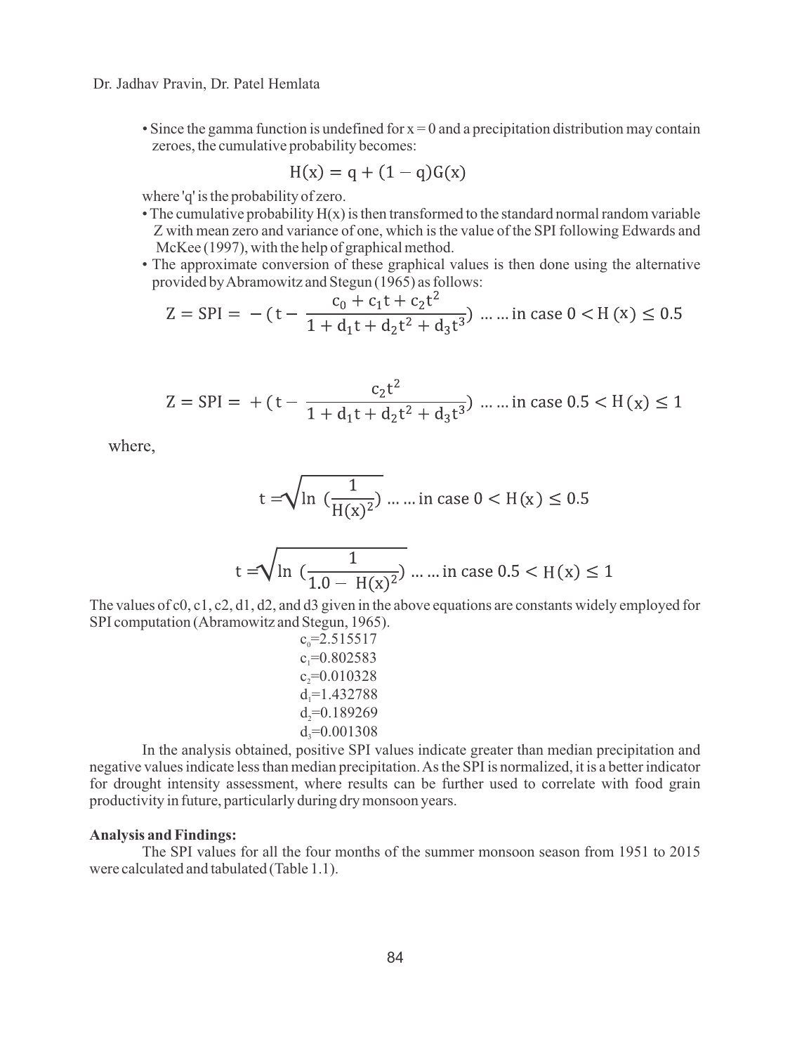- Since the gamma function is undefined for x = 0 and a precipitation distribution may contain zeroes, the cumulative probability becomes:

$$H(x) = q + (1 - q)G(x)$$

where 'q' is the probability of zero.

- The cumulative probability H(x) is then transformed to the standard normal random variable Z with mean zero and variance of one, which is the value of the SPI following Edwards and McKee (1997), with the help of graphical method.
- The approximate conversion of these graphical values is then done using the alternative provided by Abramowitz and Stegun (1965) as follows:

$$Z = SPI = -\left(t - \frac{c_0 + c_1 t + c_2 t^2}{1 + d_1 t + d_2 t^2 + d_3 t^3}\right) \text{ ... ... in case } 0 < H(x) \leq 0.5$$

$$Z = SPI = +\left(t - \frac{c_2 t^2}{1 + d_1 t + d_2 t^2 + d_3 t^3}\right) \text{ ... ... in case } 0.5 < H(x) \leq 1$$

where,

$$t = \sqrt{\ln\left(\frac{1}{H(x)^2}\right)} \text{ ... ... in case } 0 < H(x) \leq 0.5$$

$$t = \sqrt{\ln\left(\frac{1}{1.0 - H(x)^2}\right)} \text{ ... ... in case } 0.5 < H(x) \leq 1$$

The values of c0, c1, c2, d1, d2, and d3 given in the above equations are constants widely employed for SPI computation (Abramowitz and Stegun, 1965).

$c_0$=2.515517
$c_1$=0.802583
$c_2$=0.010328
$d_1$=1.432788
$d_2$=0.189269
$d_3$=0.001308

In the analysis obtained, positive SPI values indicate greater than median precipitation and negative values indicate less than median precipitation. As the SPI is normalized, it is a better indicator for drought intensity assessment, where results can be further used to correlate with food grain productivity in future, particularly during dry monsoon years.

**Analysis and Findings:**

The SPI values for all the four months of the summer monsoon season from 1951 to 2015 were calculated and tabulated (Table 1.1).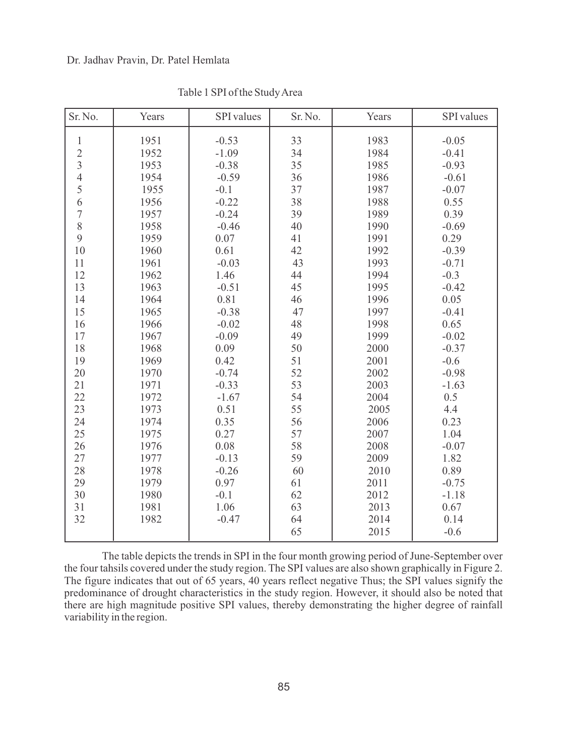Table 1 SPI of the Study Area

| Sr. No. | Years | SPI values | Sr. No. | Years | SPI values |
|---|---|---|---|---|---|
| 1 | 1951 | -0.53 | 33 | 1983 | -0.05 |
| 2 | 1952 | -1.09 | 34 | 1984 | -0.41 |
| 3 | 1953 | -0.38 | 35 | 1985 | -0.93 |
| 4 | 1954 | -0.59 | 36 | 1986 | -0.61 |
| 5 | 1955 | -0.1 | 37 | 1987 | -0.07 |
| 6 | 1956 | -0.22 | 38 | 1988 | 0.55 |
| 7 | 1957 | -0.24 | 39 | 1989 | 0.39 |
| 8 | 1958 | -0.46 | 40 | 1990 | -0.69 |
| 9 | 1959 | 0.07 | 41 | 1991 | 0.29 |
| 10 | 1960 | 0.61 | 42 | 1992 | -0.39 |
| 11 | 1961 | -0.03 | 43 | 1993 | -0.71 |
| 12 | 1962 | 1.46 | 44 | 1994 | -0.3 |
| 13 | 1963 | -0.51 | 45 | 1995 | -0.42 |
| 14 | 1964 | 0.81 | 46 | 1996 | 0.05 |
| 15 | 1965 | -0.38 | 47 | 1997 | -0.41 |
| 16 | 1966 | -0.02 | 48 | 1998 | 0.65 |
| 17 | 1967 | -0.09 | 49 | 1999 | -0.02 |
| 18 | 1968 | 0.09 | 50 | 2000 | -0.37 |
| 19 | 1969 | 0.42 | 51 | 2001 | -0.6 |
| 20 | 1970 | -0.74 | 52 | 2002 | -0.98 |
| 21 | 1971 | -0.33 | 53 | 2003 | -1.63 |
| 22 | 1972 | -1.67 | 54 | 2004 | 0.5 |
| 23 | 1973 | 0.51 | 55 | 2005 | 4.4 |
| 24 | 1974 | 0.35 | 56 | 2006 | 0.23 |
| 25 | 1975 | 0.27 | 57 | 2007 | 1.04 |
| 26 | 1976 | 0.08 | 58 | 2008 | -0.07 |
| 27 | 1977 | -0.13 | 59 | 2009 | 1.82 |
| 28 | 1978 | -0.26 | 60 | 2010 | 0.89 |
| 29 | 1979 | 0.97 | 61 | 2011 | -0.75 |
| 30 | 1980 | -0.1 | 62 | 2012 | -1.18 |
| 31 | 1981 | 1.06 | 63 | 2013 | 0.67 |
| 32 | 1982 | -0.47 | 64 | 2014 | 0.14 |
| | | | 65 | 2015 | -0.6 |

The table depicts the trends in SPI in the four month growing period of June-September over the four tahsils covered under the study region. The SPI values are also shown graphically in Figure 2. The figure indicates that out of 65 years, 40 years reflect negative Thus; the SPI values signify the predominance of drought characteristics in the study region. However, it should also be noted that there are high magnitude positive SPI values, thereby demonstrating the higher degree of rainfall variability in the region.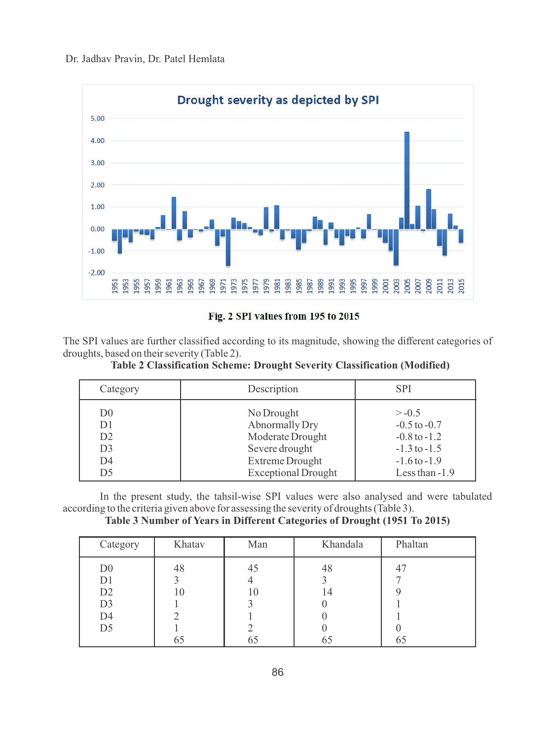Fig. 2 SPI values from 195 to 2015

The SPI values are further classified according to its magnitude, showing the different categories of droughts, based on their severity (Table 2).

**Table 2 Classification Scheme: Drought Severity Classification (Modified)**

| Category | Description | SPI |
|---|---|---|
| D0 | No Drought | > -0.5 |
| D1 | Abnormally Dry | -0.5 to -0.7 |
| D2 | Moderate Drought | -0.8 to -1.2 |
| D3 | Severe drought | -1.3 to -1.5 |
| D4 | Extreme Drought | -1.6 to -1.9 |
| D5 | Exceptional Drought | Less than -1.9 |

In the present study, the tahsil-wise SPI values were also analysed and were tabulated according to the criteria given above for assessing the severity of droughts (Table 3).

**Table 3 Number of Years in Different Categories of Drought (1951 To 2015)**

| Category | Khatav | Man | Khandala | Phaltan |
|---|---|---|---|---|
| D0 | 48 | 45 | 48 | 47 |
| D1 | 3 | 4 | 3 | 7 |
| D2 | 10 | 10 | 14 | 9 |
| D3 | 1 | 3 | 0 | 1 |
| D4 | 2 | 1 | 0 | 1 |
| D5 | 1 | 2 | 0 | 0 |
| | 65 | 65 | 65 | 65 |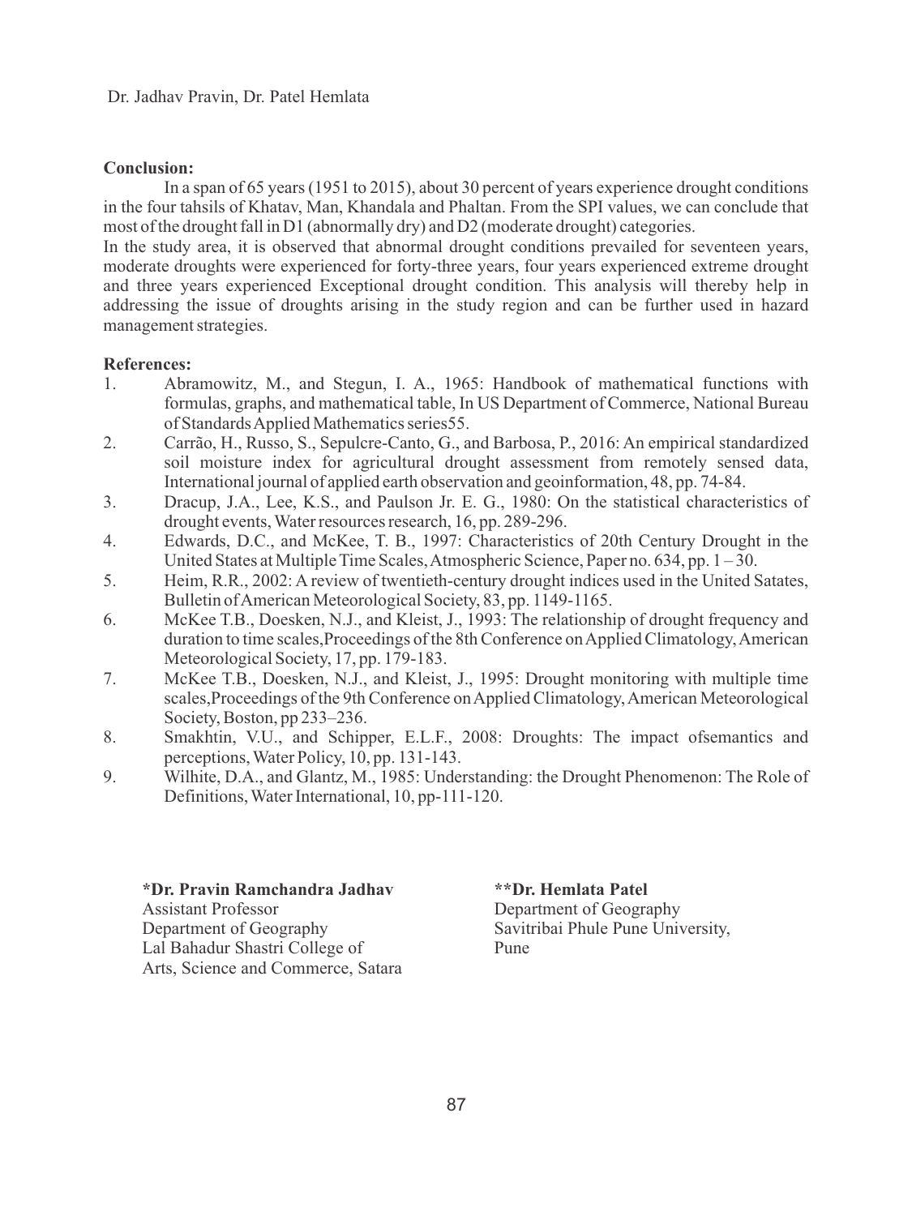**Conclusion:**

In a span of 65 years (1951 to 2015), about 30 percent of years experience drought conditions in the four tahsils of Khatav, Man, Khandala and Phaltan. From the SPI values, we can conclude that most of the drought fall in D1 (abnormally dry) and D2 (moderate drought) categories.

In the study area, it is observed that abnormal drought conditions prevailed for seventeen years, moderate droughts were experienced for forty-three years, four years experienced extreme drought and three years experienced Exceptional drought condition. This analysis will thereby help in addressing the issue of droughts arising in the study region and can be further used in hazard management strategies.

**References:**

1. Abramowitz, M., and Stegun, I. A., 1965: Handbook of mathematical functions with formulas, graphs, and mathematical table, In US Department of Commerce, National Bureau of Standards Applied Mathematics series55.
2. Carrão, H., Russo, S., Sepulcre-Canto, G., and Barbosa, P., 2016: An empirical standardized soil moisture index for agricultural drought assessment from remotely sensed data, International journal of applied earth observation and geoinformation, 48, pp. 74-84.
3. Dracup, J.A., Lee, K.S., and Paulson Jr. E. G., 1980: On the statistical characteristics of drought events, Water resources research, 16, pp. 289-296.
4. Edwards, D.C., and McKee, T. B., 1997: Characteristics of 20th Century Drought in the United States at Multiple Time Scales, Atmospheric Science, Paper no. 634, pp. 1 – 30.
5. Heim, R.R., 2002: A review of twentieth-century drought indices used in the United Satates, Bulletin of American Meteorological Society, 83, pp. 1149-1165.
6. McKee T.B., Doesken, N.J., and Kleist, J., 1993: The relationship of drought frequency and duration to time scales,Proceedings of the 8th Conference on Applied Climatology, American Meteorological Society, 17, pp. 179-183.
7. McKee T.B., Doesken, N.J., and Kleist, J., 1995: Drought monitoring with multiple time scales,Proceedings of the 9th Conference on Applied Climatology, American Meteorological Society, Boston, pp 233–236.
8. Smakhtin, V.U., and Schipper, E.L.F., 2008: Droughts: The impact ofsemantics and perceptions, Water Policy, 10, pp. 131-143.
9. Wilhite, D.A., and Glantz, M., 1985: Understanding: the Drought Phenomenon: The Role of Definitions, Water International, 10, pp-111-120.

**\*Dr. Pravin Ramchandra Jadhav**
Assistant Professor
Department of Geography
Lal Bahadur Shastri College of
Arts, Science and Commerce, Satara

**\*\*Dr. Hemlata Patel**
Department of Geography
Savitribai Phule Pune University,
Pune